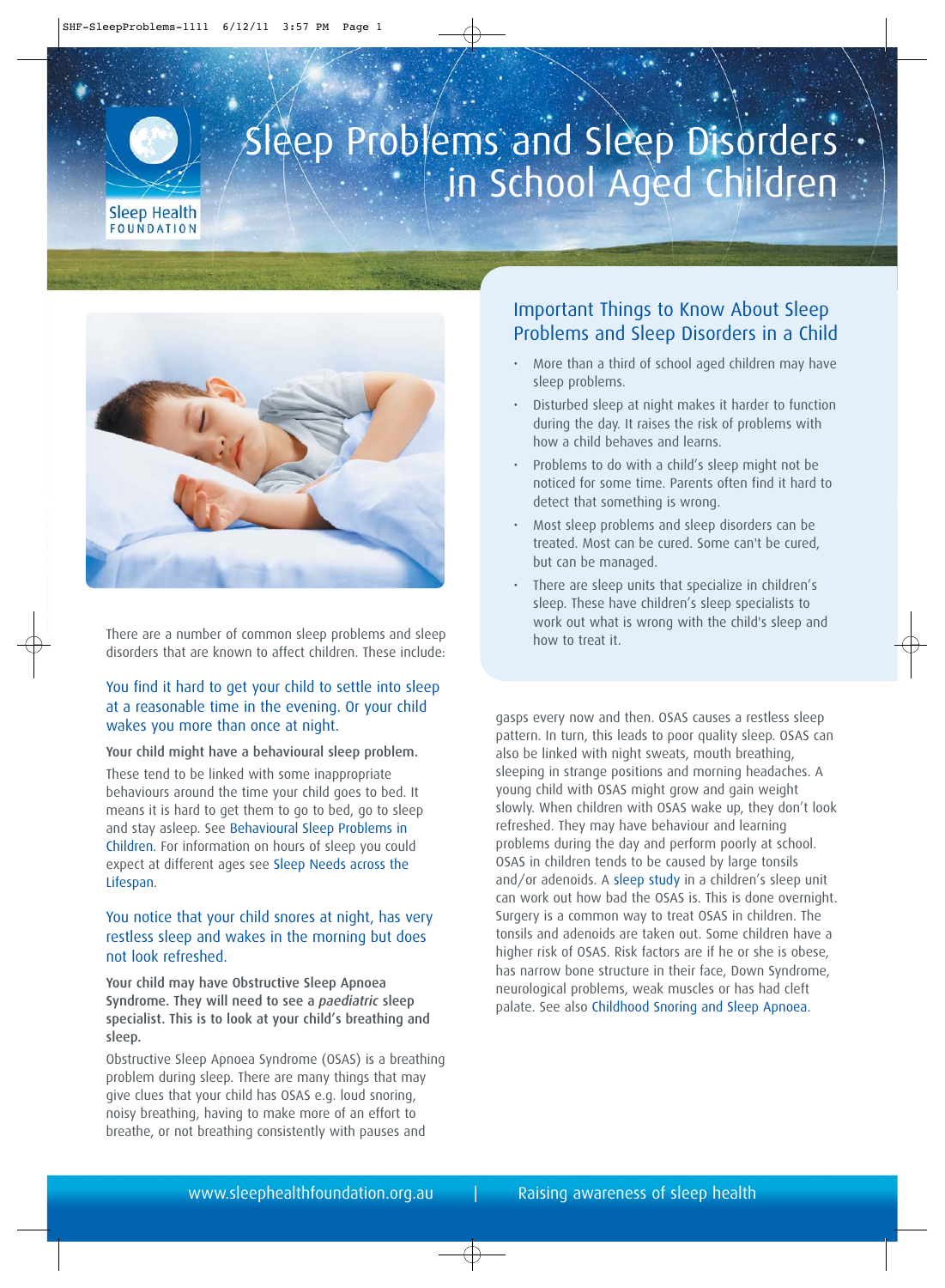# Sleep Problems and Sleep Disorders in School Aged Children

## Important Things to Know About Sleep Problems and Sleep Disorders in a Child

- More than a third of school aged children may have sleep problems.
- Disturbed sleep at night makes it harder to function during the day. It raises the risk of problems with how a child behaves and learns.
- Problems to do with a child's sleep might not be noticed for some time. Parents often find it hard to detect that something is wrong.
- Most sleep problems and sleep disorders can be treated. Most can be cured. Some can't be cured, but can be managed.
- There are sleep units that specialize in children's sleep. These have children's sleep specialists to work out what is wrong with the child's sleep and how to treat it.

There are a number of common sleep problems and sleep disorders that are known to affect children. These include:

### You find it hard to get your child to settle into sleep at a reasonable time in the evening. Or your child wakes you more than once at night.

**Your child might have a behavioural sleep problem.**

These tend to be linked with some inappropriate behaviours around the time your child goes to bed. It means it is hard to get them to go to bed, go to sleep and stay asleep. See Behavioural Sleep Problems in Children. For information on hours of sleep you could expect at different ages see Sleep Needs across the Lifespan.

### You notice that your child snores at night, has very restless sleep and wakes in the morning but does not look refreshed.

**Your child may have Obstructive Sleep Apnoea Syndrome. They will need to see a *paediatric* sleep specialist. This is to look at your child's breathing and sleep.**

Obstructive Sleep Apnoea Syndrome (OSAS) is a breathing problem during sleep. There are many things that may give clues that your child has OSAS e.g. loud snoring, noisy breathing, having to make more of an effort to breathe, or not breathing consistently with pauses and gasps every now and then. OSAS causes a restless sleep pattern. In turn, this leads to poor quality sleep. OSAS can also be linked with night sweats, mouth breathing, sleeping in strange positions and morning headaches. A young child with OSAS might grow and gain weight slowly. When children with OSAS wake up, they don't look refreshed. They may have behaviour and learning problems during the day and perform poorly at school. OSAS in children tends to be caused by large tonsils and/or adenoids. A sleep study in a children's sleep unit can work out how bad the OSAS is. This is done overnight. Surgery is a common way to treat OSAS in children. The tonsils and adenoids are taken out. Some children have a higher risk of OSAS. Risk factors are if he or she is obese, has narrow bone structure in their face, Down Syndrome, neurological problems, weak muscles or has had cleft palate. See also Childhood Snoring and Sleep Apnoea.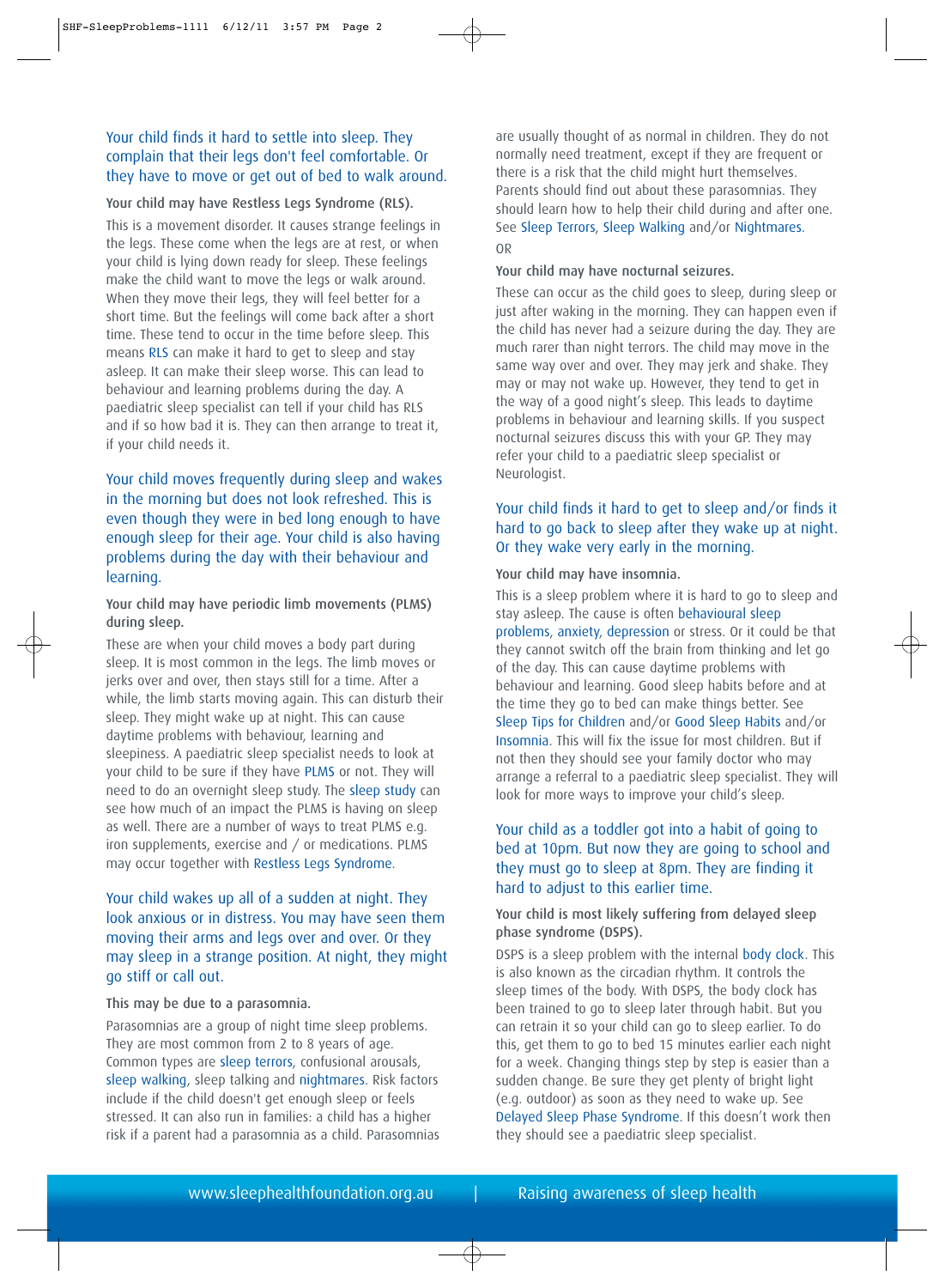### Your child finds it hard to settle into sleep. They complain that their legs don't feel comfortable. Or they have to move or get out of bed to walk around.

**Your child may have Restless Legs Syndrome (RLS).**

This is a movement disorder. It causes strange feelings in the legs. These come when the legs are at rest, or when your child is lying down ready for sleep. These feelings make the child want to move the legs or walk around. When they move their legs, they will feel better for a short time. But the feelings will come back after a short time. These tend to occur in the time before sleep. This means RLS can make it hard to get to sleep and stay asleep. It can make their sleep worse. This can lead to behaviour and learning problems during the day. A paediatric sleep specialist can tell if your child has RLS and if so how bad it is. They can then arrange to treat it, if your child needs it.

### Your child moves frequently during sleep and wakes in the morning but does not look refreshed. This is even though they were in bed long enough to have enough sleep for their age. Your child is also having problems during the day with their behaviour and learning.

**Your child may have periodic limb movements (PLMS) during sleep.**

These are when your child moves a body part during sleep. It is most common in the legs. The limb moves or jerks over and over, then stays still for a time. After a while, the limb starts moving again. This can disturb their sleep. They might wake up at night. This can cause daytime problems with behaviour, learning and sleepiness. A paediatric sleep specialist needs to look at your child to be sure if they have PLMS or not. They will need to do an overnight sleep study. The sleep study can see how much of an impact the PLMS is having on sleep as well. There are a number of ways to treat PLMS e.g. iron supplements, exercise and / or medications. PLMS may occur together with Restless Legs Syndrome.

### Your child wakes up all of a sudden at night. They look anxious or in distress. You may have seen them moving their arms and legs over and over. Or they may sleep in a strange position. At night, they might go stiff or call out.

**This may be due to a parasomnia.**

Parasomnias are a group of night time sleep problems. They are most common from 2 to 8 years of age. Common types are sleep terrors, confusional arousals, sleep walking, sleep talking and nightmares. Risk factors include if the child doesn't get enough sleep or feels stressed. It can also run in families: a child has a higher risk if a parent had a parasomnia as a child. Parasomnias are usually thought of as normal in children. They do not normally need treatment, except if they are frequent or there is a risk that the child might hurt themselves. Parents should find out about these parasomnias. They should learn how to help their child during and after one. See Sleep Terrors, Sleep Walking and/or Nightmares.

OR

**Your child may have nocturnal seizures.**

These can occur as the child goes to sleep, during sleep or just after waking in the morning. They can happen even if the child has never had a seizure during the day. They are much rarer than night terrors. The child may move in the same way over and over. They may jerk and shake. They may or may not wake up. However, they tend to get in the way of a good night's sleep. This leads to daytime problems in behaviour and learning skills. If you suspect nocturnal seizures discuss this with your GP. They may refer your child to a paediatric sleep specialist or Neurologist.

### Your child finds it hard to get to sleep and/or finds it hard to go back to sleep after they wake up at night. Or they wake very early in the morning.

**Your child may have insomnia.**

This is a sleep problem where it is hard to go to sleep and stay asleep. The cause is often behavioural sleep problems, anxiety, depression or stress. Or it could be that they cannot switch off the brain from thinking and let go of the day. This can cause daytime problems with behaviour and learning. Good sleep habits before and at the time they go to bed can make things better. See Sleep Tips for Children and/or Good Sleep Habits and/or Insomnia. This will fix the issue for most children. But if not then they should see your family doctor who may arrange a referral to a paediatric sleep specialist. They will look for more ways to improve your child's sleep.

### Your child as a toddler got into a habit of going to bed at 10pm. But now they are going to school and they must go to sleep at 8pm. They are finding it hard to adjust to this earlier time.

**Your child is most likely suffering from delayed sleep phase syndrome (DSPS).**

DSPS is a sleep problem with the internal body clock. This is also known as the circadian rhythm. It controls the sleep times of the body. With DSPS, the body clock has been trained to go to sleep later through habit. But you can retrain it so your child can go to sleep earlier. To do this, get them to go to bed 15 minutes earlier each night for a week. Changing things step by step is easier than a sudden change. Be sure they get plenty of bright light (e.g. outdoor) as soon as they need to wake up. See Delayed Sleep Phase Syndrome. If this doesn't work then they should see a paediatric sleep specialist.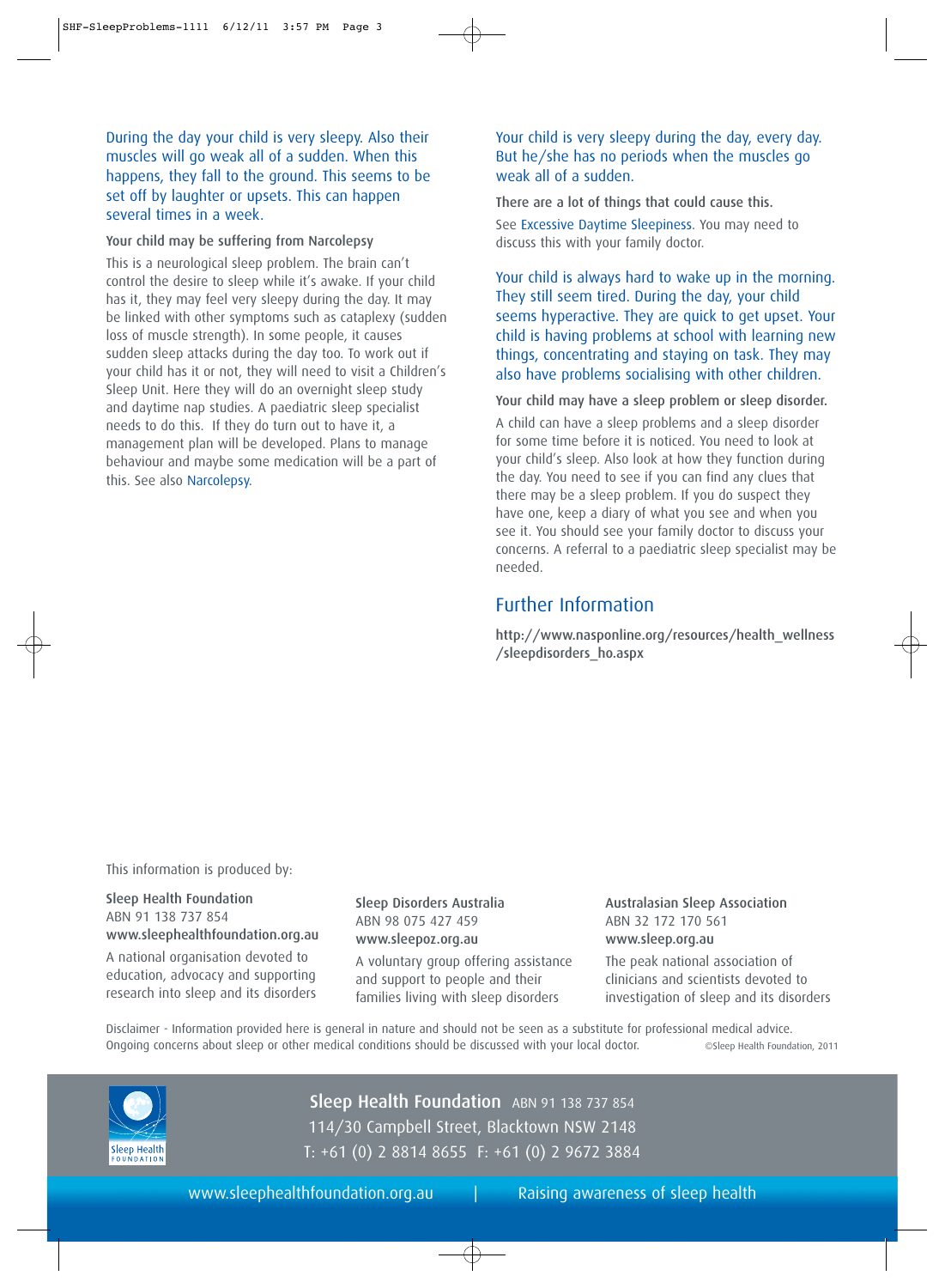During the day your child is very sleepy. Also their muscles will go weak all of a sudden. When this happens, they fall to the ground. This seems to be set off by laughter or upsets. This can happen several times in a week.

**Your child may be suffering from Narcolepsy**

This is a neurological sleep problem. The brain can't control the desire to sleep while it's awake. If your child has it, they may feel very sleepy during the day. It may be linked with other symptoms such as cataplexy (sudden loss of muscle strength). In some people, it causes sudden sleep attacks during the day too. To work out if your child has it or not, they will need to visit a Children's Sleep Unit. Here they will do an overnight sleep study and daytime nap studies. A paediatric sleep specialist needs to do this. If they do turn out to have it, a management plan will be developed. Plans to manage behaviour and maybe some medication will be a part of this. See also Narcolepsy.

Your child is very sleepy during the day, every day. But he/she has no periods when the muscles go weak all of a sudden.

**There are a lot of things that could cause this.**

See Excessive Daytime Sleepiness. You may need to discuss this with your family doctor.

Your child is always hard to wake up in the morning. They still seem tired. During the day, your child seems hyperactive. They are quick to get upset. Your child is having problems at school with learning new things, concentrating and staying on task. They may also have problems socialising with other children.

**Your child may have a sleep problem or sleep disorder.**

A child can have a sleep problems and a sleep disorder for some time before it is noticed. You need to look at your child's sleep. Also look at how they function during the day. You need to see if you can find any clues that there may be a sleep problem. If you do suspect they have one, keep a diary of what you see and when you see it. You should see your family doctor to discuss your concerns. A referral to a paediatric sleep specialist may be needed.

## Further Information

http://www.nasponline.org/resources/health_wellness/sleepdisorders_ho.aspx

This information is produced by:

**Sleep Health Foundation**
ABN 91 138 737 854
**www.sleephealthfoundation.org.au**
A national organisation devoted to education, advocacy and supporting research into sleep and its disorders

**Sleep Disorders Australia**
ABN 98 075 427 459
**www.sleepoz.org.au**
A voluntary group offering assistance and support to people and their families living with sleep disorders

**Australasian Sleep Association**
ABN 32 172 170 561
**www.sleep.org.au**
The peak national association of clinicians and scientists devoted to investigation of sleep and its disorders

Disclaimer - Information provided here is general in nature and should not be seen as a substitute for professional medical advice. Ongoing concerns about sleep or other medical conditions should be discussed with your local doctor. ©Sleep Health Foundation, 2011

**Sleep Health Foundation** ABN 91 138 737 854
114/30 Campbell Street, Blacktown NSW 2148
T: +61 (0) 2 8814 8655 F: +61 (0) 2 9672 3884

www.sleephealthfoundation.org.au | Raising awareness of sleep health